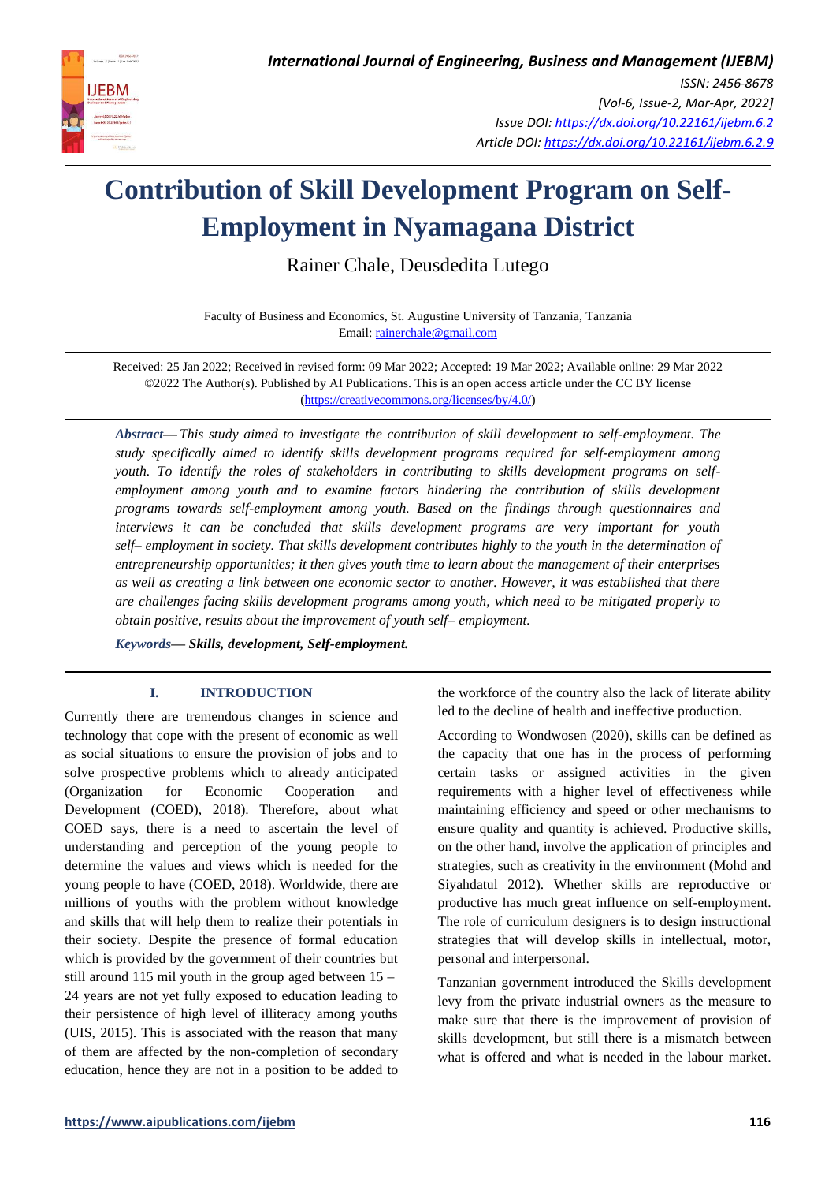# Contribution of Skill Development Program on Self-Employment in Nyamagana District

Rainer Chale, Deusdedita Lutego

Faculty of Business and Economics, St. Augustine University of Tanzania, Tanzania
Email: rainerchale@gmail.com

Received: 25 Jan 2022; Received in revised form: 09 Mar 2022; Accepted: 19 Mar 2022; Available online: 29 Mar 2022
©2022 The Author(s). Published by AI Publications. This is an open access article under the CC BY license (https://creativecommons.org/licenses/by/4.0/)

***Abstract*— *This study aimed to investigate the contribution of skill development to self-employment. The study specifically aimed to identify skills development programs required for self-employment among youth. To identify the roles of stakeholders in contributing to skills development programs on self-employment among youth and to examine factors hindering the contribution of skills development programs towards self-employment among youth. Based on the findings through questionnaires and interviews it can be concluded that skills development programs are very important for youth self– employment in society. That skills development contributes highly to the youth in the determination of entrepreneurship opportunities; it then gives youth time to learn about the management of their enterprises as well as creating a link between one economic sector to another. However, it was established that there are challenges facing skills development programs among youth, which need to be mitigated properly to obtain positive, results about the improvement of youth self– employment.*

***Keywords*— Skills, development, Self-employment.**

## I. INTRODUCTION

Currently there are tremendous changes in science and technology that cope with the present of economic as well as social situations to ensure the provision of jobs and to solve prospective problems which to already anticipated (Organization for Economic Cooperation and Development (COED), 2018). Therefore, about what COED says, there is a need to ascertain the level of understanding and perception of the young people to determine the values and views which is needed for the young people to have (COED, 2018). Worldwide, there are millions of youths with the problem without knowledge and skills that will help them to realize their potentials in their society. Despite the presence of formal education which is provided by the government of their countries but still around 115 mil youth in the group aged between 15 – 24 years are not yet fully exposed to education leading to their persistence of high level of illiteracy among youths (UIS, 2015). This is associated with the reason that many of them are affected by the non-completion of secondary education, hence they are not in a position to be added to the workforce of the country also the lack of literate ability led to the decline of health and ineffective production.

According to Wondwosen (2020), skills can be defined as the capacity that one has in the process of performing certain tasks or assigned activities in the given requirements with a higher level of effectiveness while maintaining efficiency and speed or other mechanisms to ensure quality and quantity is achieved. Productive skills, on the other hand, involve the application of principles and strategies, such as creativity in the environment (Mohd and Siyahdatul 2012). Whether skills are reproductive or productive has much great influence on self-employment. The role of curriculum designers is to design instructional strategies that will develop skills in intellectual, motor, personal and interpersonal.

Tanzanian government introduced the Skills development levy from the private industrial owners as the measure to make sure that there is the improvement of provision of skills development, but still there is a mismatch between what is offered and what is needed in the labour market.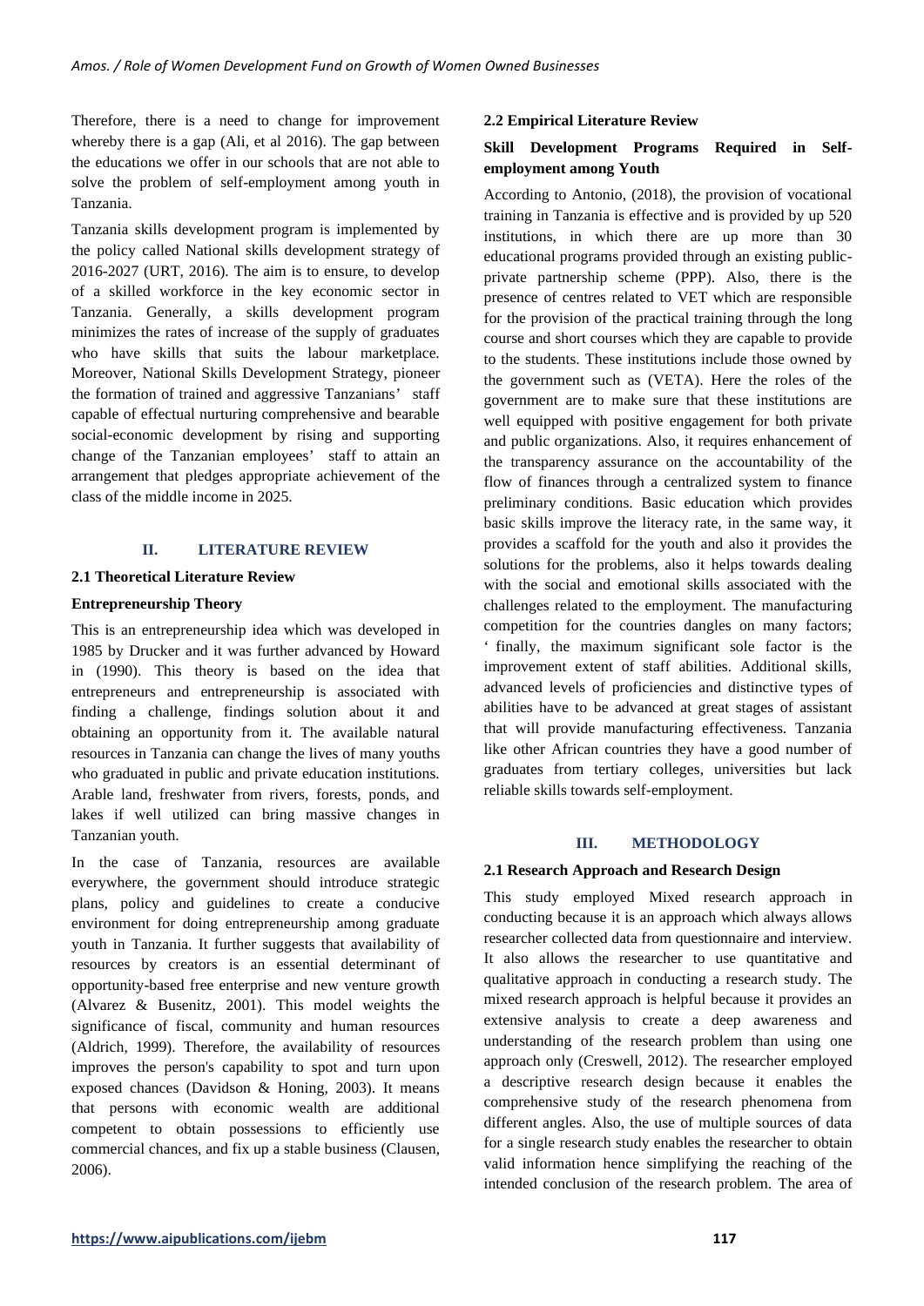Therefore, there is a need to change for improvement whereby there is a gap (Ali, et al 2016). The gap between the educations we offer in our schools that are not able to solve the problem of self-employment among youth in Tanzania.

Tanzania skills development program is implemented by the policy called National skills development strategy of 2016-2027 (URT, 2016). The aim is to ensure, to develop of a skilled workforce in the key economic sector in Tanzania. Generally, a skills development program minimizes the rates of increase of the supply of graduates who have skills that suits the labour marketplace. Moreover, National Skills Development Strategy, pioneer the formation of trained and aggressive Tanzanians' staff capable of effectual nurturing comprehensive and bearable social-economic development by rising and supporting change of the Tanzanian employees' staff to attain an arrangement that pledges appropriate achievement of the class of the middle income in 2025.

## II. LITERATURE REVIEW

### 2.1 Theoretical Literature Review

#### Entrepreneurship Theory

This is an entrepreneurship idea which was developed in 1985 by Drucker and it was further advanced by Howard in (1990). This theory is based on the idea that entrepreneurs and entrepreneurship is associated with finding a challenge, findings solution about it and obtaining an opportunity from it. The available natural resources in Tanzania can change the lives of many youths who graduated in public and private education institutions. Arable land, freshwater from rivers, forests, ponds, and lakes if well utilized can bring massive changes in Tanzanian youth.

In the case of Tanzania, resources are available everywhere, the government should introduce strategic plans, policy and guidelines to create a conducive environment for doing entrepreneurship among graduate youth in Tanzania. It further suggests that availability of resources by creators is an essential determinant of opportunity-based free enterprise and new venture growth (Alvarez & Busenitz, 2001). This model weights the significance of fiscal, community and human resources (Aldrich, 1999). Therefore, the availability of resources improves the person's capability to spot and turn upon exposed chances (Davidson & Honing, 2003). It means that persons with economic wealth are additional competent to obtain possessions to efficiently use commercial chances, and fix up a stable business (Clausen, 2006).

### 2.2 Empirical Literature Review

#### Skill Development Programs Required in Self-employment among Youth

According to Antonio, (2018), the provision of vocational training in Tanzania is effective and is provided by up 520 institutions, in which there are up more than 30 educational programs provided through an existing public-private partnership scheme (PPP). Also, there is the presence of centres related to VET which are responsible for the provision of the practical training through the long course and short courses which they are capable to provide to the students. These institutions include those owned by the government such as (VETA). Here the roles of the government are to make sure that these institutions are well equipped with positive engagement for both private and public organizations. Also, it requires enhancement of the transparency assurance on the accountability of the flow of finances through a centralized system to finance preliminary conditions. Basic education which provides basic skills improve the literacy rate, in the same way, it provides a scaffold for the youth and also it provides the solutions for the problems, also it helps towards dealing with the social and emotional skills associated with the challenges related to the employment. The manufacturing competition for the countries dangles on many factors; ' finally, the maximum significant sole factor is the improvement extent of staff abilities. Additional skills, advanced levels of proficiencies and distinctive types of abilities have to be advanced at great stages of assistant that will provide manufacturing effectiveness. Tanzania like other African countries they have a good number of graduates from tertiary colleges, universities but lack reliable skills towards self-employment.

## III. METHODOLOGY

### 2.1 Research Approach and Research Design

This study employed Mixed research approach in conducting because it is an approach which always allows researcher collected data from questionnaire and interview. It also allows the researcher to use quantitative and qualitative approach in conducting a research study. The mixed research approach is helpful because it provides an extensive analysis to create a deep awareness and understanding of the research problem than using one approach only (Creswell, 2012). The researcher employed a descriptive research design because it enables the comprehensive study of the research phenomena from different angles. Also, the use of multiple sources of data for a single research study enables the researcher to obtain valid information hence simplifying the reaching of the intended conclusion of the research problem. The area of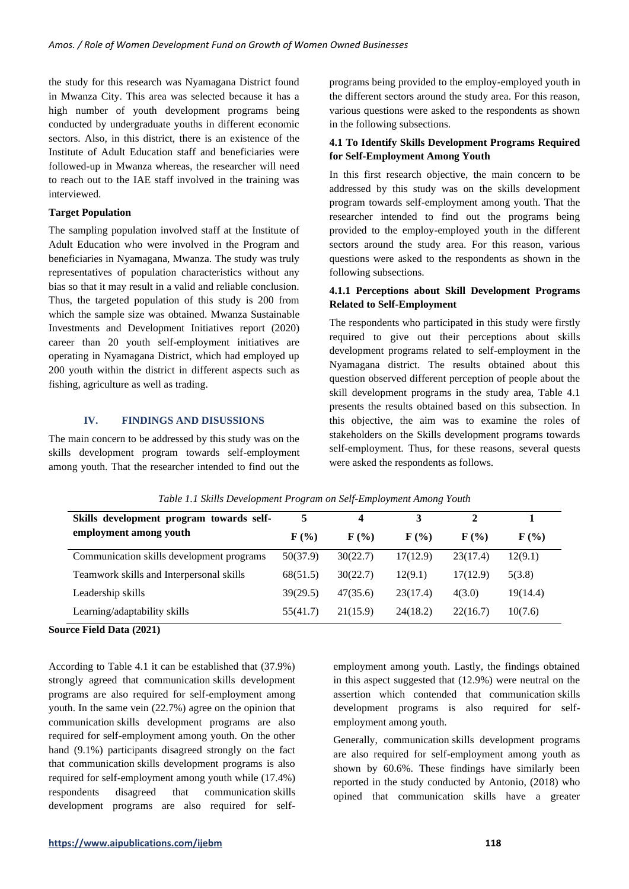the study for this research was Nyamagana District found in Mwanza City. This area was selected because it has a high number of youth development programs being conducted by undergraduate youths in different economic sectors. Also, in this district, there is an existence of the Institute of Adult Education staff and beneficiaries were followed-up in Mwanza whereas, the researcher will need to reach out to the IAE staff involved in the training was interviewed.

**Target Population**

The sampling population involved staff at the Institute of Adult Education who were involved in the Program and beneficiaries in Nyamagana, Mwanza. The study was truly representatives of population characteristics without any bias so that it may result in a valid and reliable conclusion. Thus, the targeted population of this study is 200 from which the sample size was obtained. Mwanza Sustainable Investments and Development Initiatives report (2020) career than 20 youth self-employment initiatives are operating in Nyamagana District, which had employed up 200 youth within the district in different aspects such as fishing, agriculture as well as trading.

## IV. FINDINGS AND DISUSSIONS

The main concern to be addressed by this study was on the skills development program towards self-employment among youth. That the researcher intended to find out the programs being provided to the employ-employed youth in the different sectors around the study area. For this reason, various questions were asked to the respondents as shown in the following subsections.

### 4.1 To Identify Skills Development Programs Required for Self-Employment Among Youth

In this first research objective, the main concern to be addressed by this study was on the skills development program towards self-employment among youth. That the researcher intended to find out the programs being provided to the employ-employed youth in the different sectors around the study area. For this reason, various questions were asked to the respondents as shown in the following subsections.

#### 4.1.1 Perceptions about Skill Development Programs Related to Self-Employment

The respondents who participated in this study were firstly required to give out their perceptions about skills development programs related to self-employment in the Nyamagana district. The results obtained about this question observed different perception of people about the skill development programs in the study area, Table 4.1 presents the results obtained based on this subsection. In this objective, the aim was to examine the roles of stakeholders on the Skills development programs towards self-employment. Thus, for these reasons, several quests were asked the respondents as follows.

*Table 1.1 Skills Development Program on Self-Employment Among Youth*

| Skills development program towards self-employment among youth | 5 | 4 | 3 | 2 | 1 |
|---|---|---|---|---|---|
| | F (%) | F (%) | F (%) | F (%) | F (%) |
| Communication skills development programs | 50(37.9) | 30(22.7) | 17(12.9) | 23(17.4) | 12(9.1) |
| Teamwork skills and Interpersonal skills | 68(51.5) | 30(22.7) | 12(9.1) | 17(12.9) | 5(3.8) |
| Leadership skills | 39(29.5) | 47(35.6) | 23(17.4) | 4(3.0) | 19(14.4) |
| Learning/adaptability skills | 55(41.7) | 21(15.9) | 24(18.2) | 22(16.7) | 10(7.6) |

**Source Field Data (2021)**

According to Table 4.1 it can be established that (37.9%) strongly agreed that communication skills development programs are also required for self-employment among youth. In the same vein (22.7%) agree on the opinion that communication skills development programs are also required for self-employment among youth. On the other hand (9.1%) participants disagreed strongly on the fact that communication skills development programs is also required for self-employment among youth while (17.4%) respondents disagreed that communication skills development programs are also required for self-employment among youth. Lastly, the findings obtained in this aspect suggested that (12.9%) were neutral on the assertion which contended that communication skills development programs is also required for self-employment among youth.

Generally, communication skills development programs are also required for self-employment among youth as shown by 60.6%. These findings have similarly been reported in the study conducted by Antonio, (2018) who opined that communication skills have a greater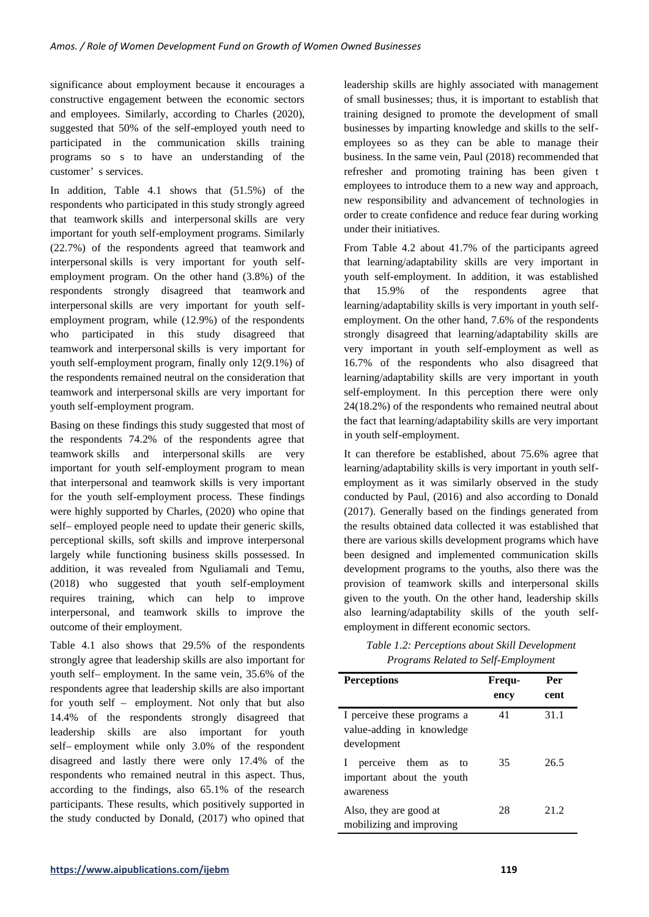significance about employment because it encourages a constructive engagement between the economic sectors and employees. Similarly, according to Charles (2020), suggested that 50% of the self-employed youth need to participated in the communication skills training programs so s to have an understanding of the customer' s services.

In addition, Table 4.1 shows that (51.5%) of the respondents who participated in this study strongly agreed that teamwork skills and interpersonal skills are very important for youth self-employment programs. Similarly (22.7%) of the respondents agreed that teamwork and interpersonal skills is very important for youth self-employment program. On the other hand (3.8%) of the respondents strongly disagreed that teamwork and interpersonal skills are very important for youth self-employment program, while (12.9%) of the respondents who participated in this study disagreed that teamwork and interpersonal skills is very important for youth self-employment program, finally only 12(9.1%) of the respondents remained neutral on the consideration that teamwork and interpersonal skills are very important for youth self-employment program.

Basing on these findings this study suggested that most of the respondents 74.2% of the respondents agree that teamwork skills and interpersonal skills are very important for youth self-employment program to mean that interpersonal and teamwork skills is very important for the youth self-employment process. These findings were highly supported by Charles, (2020) who opine that self– employed people need to update their generic skills, perceptional skills, soft skills and improve interpersonal largely while functioning business skills possessed. In addition, it was revealed from Nguliamali and Temu, (2018) who suggested that youth self-employment requires training, which can help to improve interpersonal, and teamwork skills to improve the outcome of their employment.

Table 4.1 also shows that 29.5% of the respondents strongly agree that leadership skills are also important for youth self– employment. In the same vein, 35.6% of the respondents agree that leadership skills are also important for youth self – employment. Not only that but also 14.4% of the respondents strongly disagreed that leadership skills are also important for youth self– employment while only 3.0% of the respondent disagreed and lastly there were only 17.4% of the respondents who remained neutral in this aspect. Thus, according to the findings, also 65.1% of the research participants. These results, which positively supported in the study conducted by Donald, (2017) who opined that leadership skills are highly associated with management of small businesses; thus, it is important to establish that training designed to promote the development of small businesses by imparting knowledge and skills to the self-employees so as they can be able to manage their business. In the same vein, Paul (2018) recommended that refresher and promoting training has been given t employees to introduce them to a new way and approach, new responsibility and advancement of technologies in order to create confidence and reduce fear during working under their initiatives.

From Table 4.2 about 41.7% of the participants agreed that learning/adaptability skills are very important in youth self-employment. In addition, it was established that 15.9% of the respondents agree that learning/adaptability skills is very important in youth self-employment. On the other hand, 7.6% of the respondents strongly disagreed that learning/adaptability skills are very important in youth self-employment as well as 16.7% of the respondents who also disagreed that learning/adaptability skills are very important in youth self-employment. In this perception there were only 24(18.2%) of the respondents who remained neutral about the fact that learning/adaptability skills are very important in youth self-employment.

It can therefore be established, about 75.6% agree that learning/adaptability skills is very important in youth self-employment as it was similarly observed in the study conducted by Paul, (2016) and also according to Donald (2017). Generally based on the findings generated from the results obtained data collected it was established that there are various skills development programs which have been designed and implemented communication skills development programs to the youths, also there was the provision of teamwork skills and interpersonal skills given to the youth. On the other hand, leadership skills also learning/adaptability skills of the youth self-employment in different economic sectors.

*Table 1.2: Perceptions about Skill Development Programs Related to Self-Employment*

| Perceptions | Frequency | Per cent |
|---|---|---|
| I perceive these programs a value-adding in knowledge development | 41 | 31.1 |
| I perceive them as to important about the youth awareness | 35 | 26.5 |
| Also, they are good at mobilizing and improving | 28 | 21.2 |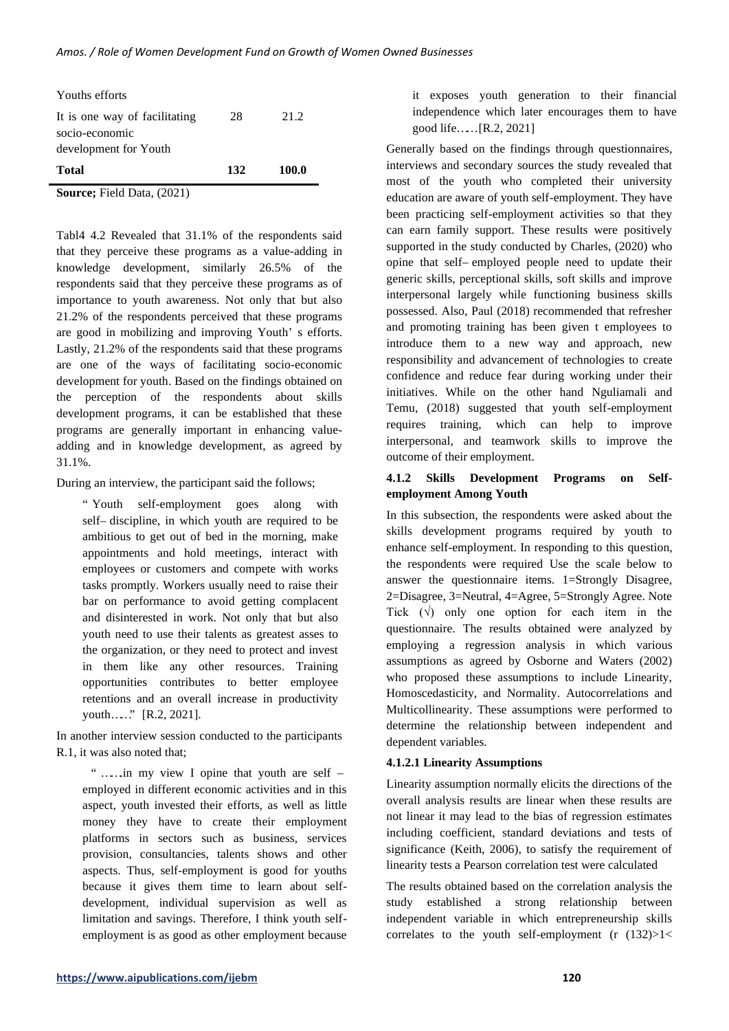| Youths efforts | | |
|---|---|---|
| It is one way of facilitating socio-economic development for Youth | 28 | 21.2 |
| **Total** | **132** | **100.0** |

**Source;** Field Data, (2021)

Tabl4 4.2 Revealed that 31.1% of the respondents said that they perceive these programs as a value-adding in knowledge development, similarly 26.5% of the respondents said that they perceive these programs as of importance to youth awareness. Not only that but also 21.2% of the respondents perceived that these programs are good in mobilizing and improving Youth' s efforts. Lastly, 21.2% of the respondents said that these programs are one of the ways of facilitating socio-economic development for youth. Based on the findings obtained on the perception of the respondents about skills development programs, it can be established that these programs are generally important in enhancing value-adding and in knowledge development, as agreed by 31.1%.

During an interview, the participant said the follows;

> " Youth self-employment goes along with self– discipline, in which youth are required to be ambitious to get out of bed in the morning, make appointments and hold meetings, interact with employees or customers and compete with works tasks promptly. Workers usually need to raise their bar on performance to avoid getting complacent and disinterested in work. Not only that but also youth need to use their talents as greatest asses to the organization, or they need to protect and invest in them like any other resources. Training opportunities contributes to better employee retentions and an overall increase in productivity youth….." [R.2, 2021].

In another interview session conducted to the participants R.1, it was also noted that;

> " ……in my view I opine that youth are self – employed in different economic activities and in this aspect, youth invested their efforts, as well as little money they have to create their employment platforms in sectors such as business, services provision, consultancies, talents shows and other aspects. Thus, self-employment is good for youths because it gives them time to learn about self-development, individual supervision as well as limitation and savings. Therefore, I think youth self-employment is as good as other employment because it exposes youth generation to their financial independence which later encourages them to have good life……[R.2, 2021]

Generally based on the findings through questionnaires, interviews and secondary sources the study revealed that most of the youth who completed their university education are aware of youth self-employment. They have been practicing self-employment activities so that they can earn family support. These results were positively supported in the study conducted by Charles, (2020) who opine that self– employed people need to update their generic skills, perceptional skills, soft skills and improve interpersonal largely while functioning business skills possessed. Also, Paul (2018) recommended that refresher and promoting training has been given t employees to introduce them to a new way and approach, new responsibility and advancement of technologies to create confidence and reduce fear during working under their initiatives. While on the other hand Nguliamali and Temu, (2018) suggested that youth self-employment requires training, which can help to improve interpersonal, and teamwork skills to improve the outcome of their employment.

### 4.1.2 Skills Development Programs on Self-employment Among Youth

In this subsection, the respondents were asked about the skills development programs required by youth to enhance self-employment. In responding to this question, the respondents were required Use the scale below to answer the questionnaire items. 1=Strongly Disagree, 2=Disagree, 3=Neutral, 4=Agree, 5=Strongly Agree. Note Tick (√) only one option for each item in the questionnaire. The results obtained were analyzed by employing a regression analysis in which various assumptions as agreed by Osborne and Waters (2002) who proposed these assumptions to include Linearity, Homoscedasticity, and Normality. Autocorrelations and Multicollinearity. These assumptions were performed to determine the relationship between independent and dependent variables.

#### 4.1.2.1 Linearity Assumptions

Linearity assumption normally elicits the directions of the overall analysis results are linear when these results are not linear it may lead to the bias of regression estimates including coefficient, standard deviations and tests of significance (Keith, 2006), to satisfy the requirement of linearity tests a Pearson correlation test were calculated

The results obtained based on the correlation analysis the study established a strong relationship between independent variable in which entrepreneurship skills correlates to the youth self-employment (r (132)>1<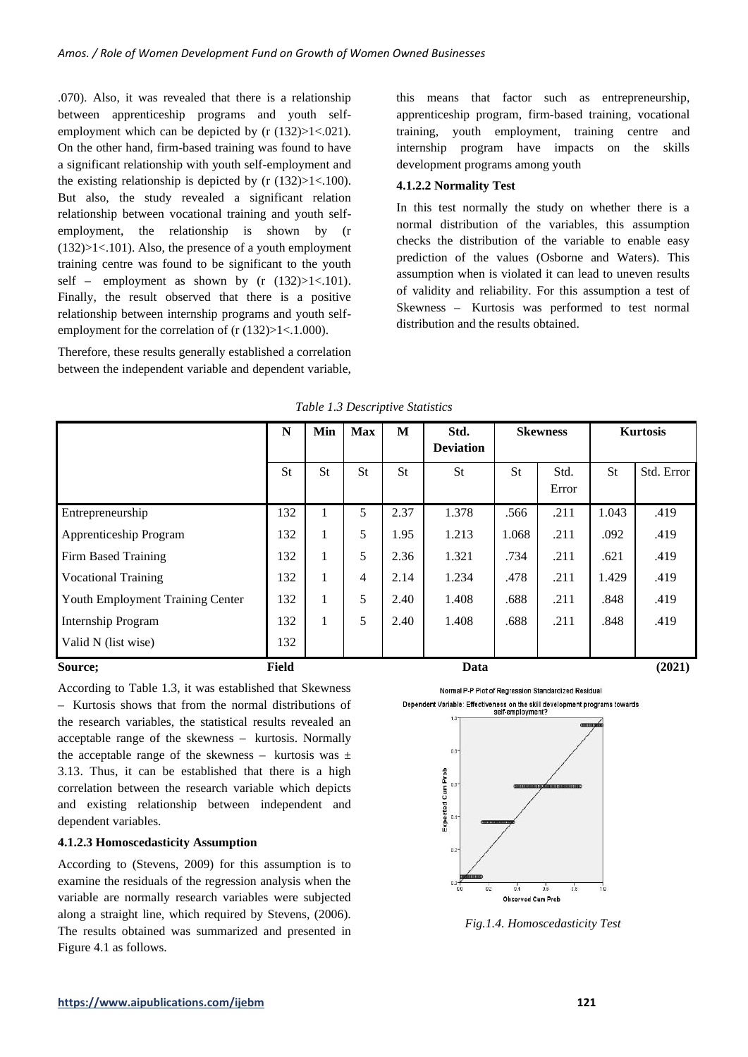.070). Also, it was revealed that there is a relationship between apprenticeship programs and youth self-employment which can be depicted by (r (132)>1<.021). On the other hand, firm-based training was found to have a significant relationship with youth self-employment and the existing relationship is depicted by (r (132)>1<.100). But also, the study revealed a significant relation relationship between vocational training and youth self-employment, the relationship is shown by (r (132)>1<.101). Also, the presence of a youth employment training centre was found to be significant to the youth self – employment as shown by (r (132)>1<.101). Finally, the result observed that there is a positive relationship between internship programs and youth self-employment for the correlation of (r (132)>1<.1.000).

Therefore, these results generally established a correlation between the independent variable and dependent variable, this means that factor such as entrepreneurship, apprenticeship program, firm-based training, vocational training, youth employment, training centre and internship program have impacts on the skills development programs among youth

#### 4.1.2.2 Normality Test

In this test normally the study on whether there is a normal distribution of the variables, this assumption checks the distribution of the variable to enable easy prediction of the values (Osborne and Waters). This assumption when is violated it can lead to uneven results of validity and reliability. For this assumption a test of Skewness – Kurtosis was performed to test normal distribution and the results obtained.

*Table 1.3 Descriptive Statistics*

| | N | Min | Max | M | Std. Deviation | Skewness | | Kurtosis | |
|---|---|---|---|---|---|---|---|---|---|
| | St | St | St | St | St | St | Std. Error | St | Std. Error |
| Entrepreneurship | 132 | 1 | 5 | 2.37 | 1.378 | .566 | .211 | 1.043 | .419 |
| Apprenticeship Program | 132 | 1 | 5 | 1.95 | 1.213 | 1.068 | .211 | .092 | .419 |
| Firm Based Training | 132 | 1 | 5 | 2.36 | 1.321 | .734 | .211 | .621 | .419 |
| Vocational Training | 132 | 1 | 4 | 2.14 | 1.234 | .478 | .211 | 1.429 | .419 |
| Youth Employment Training Center | 132 | 1 | 5 | 2.40 | 1.408 | .688 | .211 | .848 | .419 |
| Internship Program | 132 | 1 | 5 | 2.40 | 1.408 | .688 | .211 | .848 | .419 |
| Valid N (list wise) | 132 | | | | | | | | |

**Source; Field Data (2021)**

According to Table 1.3, it was established that Skewness – Kurtosis shows that from the normal distributions of the research variables, the statistical results revealed an acceptable range of the skewness – kurtosis. Normally the acceptable range of the skewness – kurtosis was ± 3.13. Thus, it can be established that there is a high correlation between the research variable which depicts and existing relationship between independent and dependent variables.

#### 4.1.2.3 Homoscedasticity Assumption

According to (Stevens, 2009) for this assumption is to examine the residuals of the regression analysis when the variable are normally research variables were subjected along a straight line, which required by Stevens, (2006). The results obtained was summarized and presented in Figure 4.1 as follows.

*Fig.1.4. Homoscedasticity Test*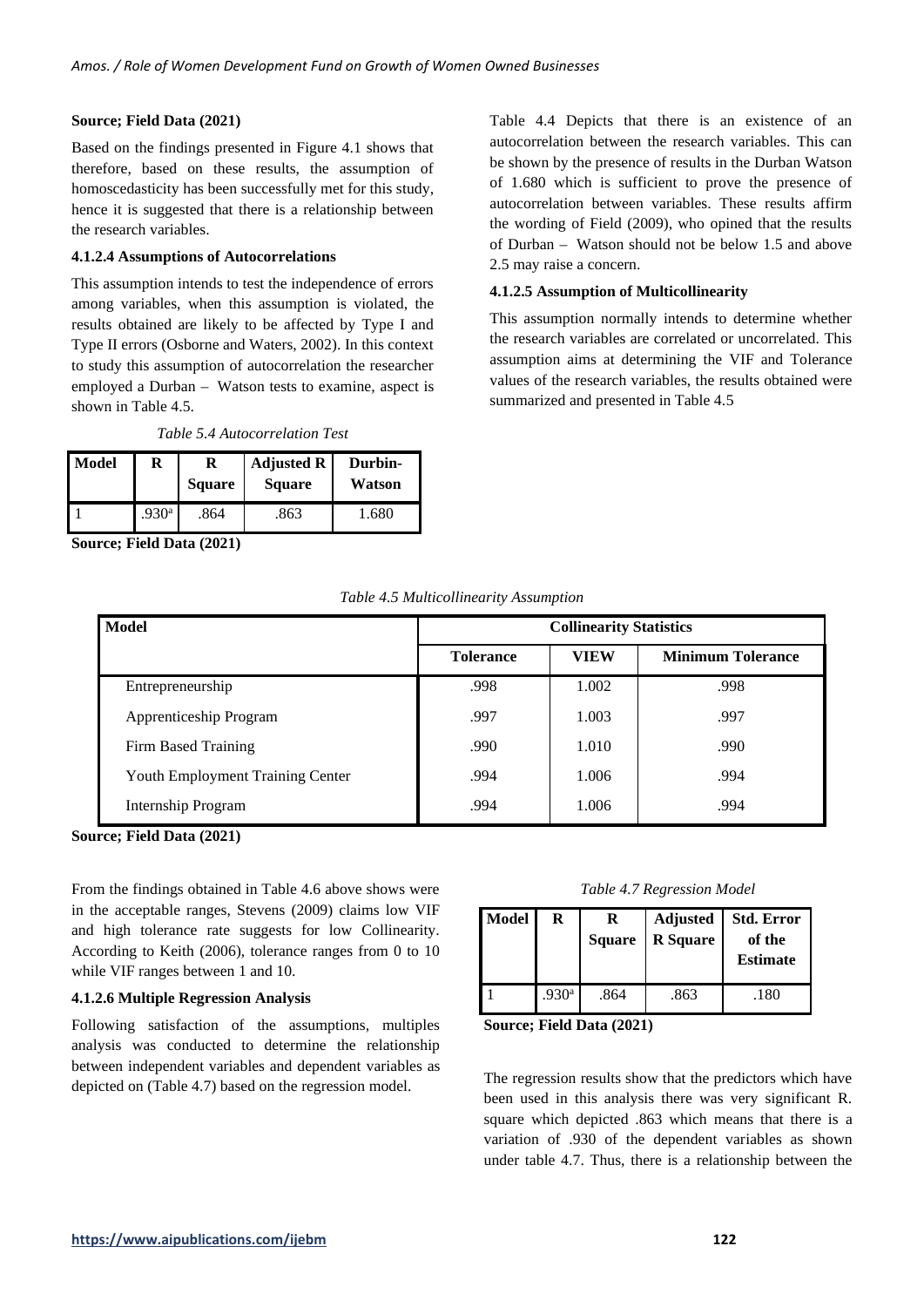**Source; Field Data (2021)**

Based on the findings presented in Figure 4.1 shows that therefore, based on these results, the assumption of homoscedasticity has been successfully met for this study, hence it is suggested that there is a relationship between the research variables.

#### 4.1.2.4 Assumptions of Autocorrelations

This assumption intends to test the independence of errors among variables, when this assumption is violated, the results obtained are likely to be affected by Type I and Type II errors (Osborne and Waters, 2002). In this context to study this assumption of autocorrelation the researcher employed a Durban – Watson tests to examine, aspect is shown in Table 4.5.

*Table 5.4 Autocorrelation Test*

| Model | R | R Square | Adjusted R Square | Durbin-Watson |
|---|---|---|---|---|
| 1 | .930[a] | .864 | .863 | 1.680 |

**Source; Field Data (2021)**

Table 4.4 Depicts that there is an existence of an autocorrelation between the research variables. This can be shown by the presence of results in the Durban Watson of 1.680 which is sufficient to prove the presence of autocorrelation between variables. These results affirm the wording of Field (2009), who opined that the results of Durban – Watson should not be below 1.5 and above 2.5 may raise a concern.

#### 4.1.2.5 Assumption of Multicollinearity

This assumption normally intends to determine whether the research variables are correlated or uncorrelated. This assumption aims at determining the VIF and Tolerance values of the research variables, the results obtained were summarized and presented in Table 4.5

*Table 4.5 Multicollinearity Assumption*

| Model | Collinearity Statistics | | |
|---|---|---|---|
| | Tolerance | VIEW | Minimum Tolerance |
| Entrepreneurship | .998 | 1.002 | .998 |
| Apprenticeship Program | .997 | 1.003 | .997 |
| Firm Based Training | .990 | 1.010 | .990 |
| Youth Employment Training Center | .994 | 1.006 | .994 |
| Internship Program | .994 | 1.006 | .994 |

**Source; Field Data (2021)**

From the findings obtained in Table 4.6 above shows were in the acceptable ranges, Stevens (2009) claims low VIF and high tolerance rate suggests for low Collinearity. According to Keith (2006), tolerance ranges from 0 to 10 while VIF ranges between 1 and 10.

#### 4.1.2.6 Multiple Regression Analysis

Following satisfaction of the assumptions, multiples analysis was conducted to determine the relationship between independent variables and dependent variables as depicted on (Table 4.7) based on the regression model.

*Table 4.7 Regression Model*

| Model | R | R Square | Adjusted R Square | Std. Error of the Estimate |
|---|---|---|---|---|
| 1 | .930[a] | .864 | .863 | .180 |

**Source; Field Data (2021)**

The regression results show that the predictors which have been used in this analysis there was very significant R. square which depicted .863 which means that there is a variation of .930 of the dependent variables as shown under table 4.7. Thus, there is a relationship between the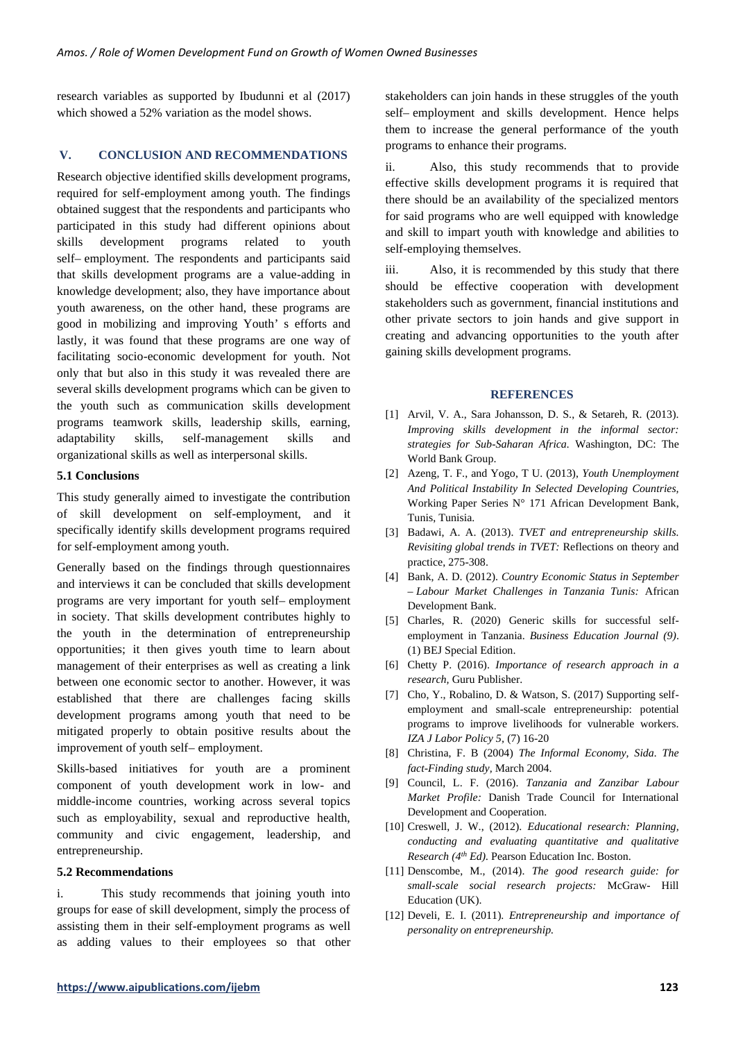research variables as supported by Ibudunni et al (2017) which showed a 52% variation as the model shows.

## V. CONCLUSION AND RECOMMENDATIONS

Research objective identified skills development programs, required for self-employment among youth. The findings obtained suggest that the respondents and participants who participated in this study had different opinions about skills development programs related to youth self– employment. The respondents and participants said that skills development programs are a value-adding in knowledge development; also, they have importance about youth awareness, on the other hand, these programs are good in mobilizing and improving Youth' s efforts and lastly, it was found that these programs are one way of facilitating socio-economic development for youth. Not only that but also in this study it was revealed there are several skills development programs which can be given to the youth such as communication skills development programs teamwork skills, leadership skills, earning, adaptability skills, self-management skills and organizational skills as well as interpersonal skills.

### 5.1 Conclusions

This study generally aimed to investigate the contribution of skill development on self-employment, and it specifically identify skills development programs required for self-employment among youth.

Generally based on the findings through questionnaires and interviews it can be concluded that skills development programs are very important for youth self– employment in society. That skills development contributes highly to the youth in the determination of entrepreneurship opportunities; it then gives youth time to learn about management of their enterprises as well as creating a link between one economic sector to another. However, it was established that there are challenges facing skills development programs among youth that need to be mitigated properly to obtain positive results about the improvement of youth self– employment.

Skills-based initiatives for youth are a prominent component of youth development work in low- and middle-income countries, working across several topics such as employability, sexual and reproductive health, community and civic engagement, leadership, and entrepreneurship.

### 5.2 Recommendations

i. This study recommends that joining youth into groups for ease of skill development, simply the process of assisting them in their self-employment programs as well as adding values to their employees so that other stakeholders can join hands in these struggles of the youth self– employment and skills development. Hence helps them to increase the general performance of the youth programs to enhance their programs.

ii. Also, this study recommends that to provide effective skills development programs it is required that there should be an availability of the specialized mentors for said programs who are well equipped with knowledge and skill to impart youth with knowledge and abilities to self-employing themselves.

iii. Also, it is recommended by this study that there should be effective cooperation with development stakeholders such as government, financial institutions and other private sectors to join hands and give support in creating and advancing opportunities to the youth after gaining skills development programs.

## REFERENCES

[1] Arvil, V. A., Sara Johansson, D. S., & Setareh, R. (2013). *Improving skills development in the informal sector: strategies for Sub-Saharan Africa.* Washington, DC: The World Bank Group.

[2] Azeng, T. F., and Yogo, T U. (2013), *Youth Unemployment And Political Instability In Selected Developing Countries,* Working Paper Series N° 171 African Development Bank, Tunis, Tunisia.

[3] Badawi, A. A. (2013). *TVET and entrepreneurship skills. Revisiting global trends in TVET:* Reflections on theory and practice, 275-308.

[4] Bank, A. D. (2012). *Country Economic Status in September – Labour Market Challenges in Tanzania Tunis:* African Development Bank.

[5] Charles, R. (2020) Generic skills for successful self-employment in Tanzania. *Business Education Journal (9)*. (1) BEJ Special Edition.

[6] Chetty P. (2016). *Importance of research approach in a research,* Guru Publisher.

[7] Cho, Y., Robalino, D. & Watson, S. (2017) Supporting self-employment and small-scale entrepreneurship: potential programs to improve livelihoods for vulnerable workers. *IZA J Labor Policy 5*, (7) 16-20

[8] Christina, F. B (2004) *The Informal Economy, Sida. The fact-Finding study,* March 2004.

[9] Council, L. F. (2016). *Tanzania and Zanzibar Labour Market Profile:* Danish Trade Council for International Development and Cooperation.

[10] Creswell, J. W., (2012). *Educational research: Planning, conducting and evaluating quantitative and qualitative Research (4th Ed).* Pearson Education Inc. Boston.

[11] Denscombe, M., (2014). *The good research guide: for small-scale social research projects:* McGraw- Hill Education (UK).

[12] Develi, E. I. (2011). *Entrepreneurship and importance of personality on entrepreneurship.*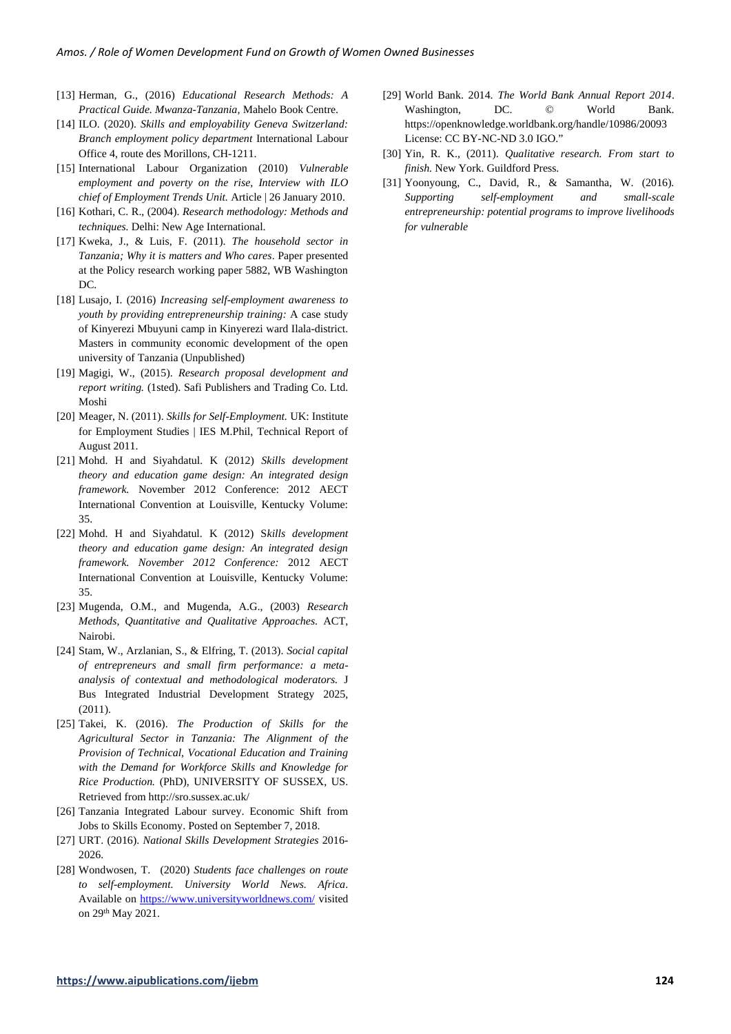[13] Herman, G., (2016) *Educational Research Methods: A Practical Guide. Mwanza-Tanzania*, Mahelo Book Centre.

[14] ILO. (2020). *Skills and employability Geneva Switzerland: Branch employment policy department* International Labour Office 4, route des Morillons, CH-1211.

[15] International Labour Organization (2010) *Vulnerable employment and poverty on the rise, Interview with ILO chief of Employment Trends Unit.* Article | 26 January 2010.

[16] Kothari, C. R., (2004). *Research methodology: Methods and techniques.* Delhi: New Age International.

[17] Kweka, J., & Luis, F. (2011). *The household sector in Tanzania; Why it is matters and Who cares*. Paper presented at the Policy research working paper 5882, WB Washington DC.

[18] Lusajo, I. (2016) *Increasing self-employment awareness to youth by providing entrepreneurship training:* A case study of Kinyerezi Mbuyuni camp in Kinyerezi ward Ilala-district. Masters in community economic development of the open university of Tanzania (Unpublished)

[19] Magigi, W., (2015). *Research proposal development and report writing.* (1sted). Safi Publishers and Trading Co. Ltd. Moshi

[20] Meager, N. (2011). *Skills for Self-Employment.* UK: Institute for Employment Studies | IES M.Phil, Technical Report of August 2011.

[21] Mohd. H and Siyahdatul. K (2012) *Skills development theory and education game design: An integrated design framework.* November 2012 Conference: 2012 AECT International Convention at Louisville, Kentucky Volume: 35.

[22] Mohd. H and Siyahdatul. K (2012) S*kills development theory and education game design: An integrated design framework. November 2012 Conference:* 2012 AECT International Convention at Louisville, Kentucky Volume: 35.

[23] Mugenda, O.M., and Mugenda, A.G., (2003) *Research Methods, Quantitative and Qualitative Approaches.* ACT, Nairobi.

[24] Stam, W., Arzlanian, S., & Elfring, T. (2013). *Social capital of entrepreneurs and small firm performance: a meta-analysis of contextual and methodological moderators.* J Bus Integrated Industrial Development Strategy 2025, (2011).

[25] Takei, K. (2016). *The Production of Skills for the Agricultural Sector in Tanzania: The Alignment of the Provision of Technical, Vocational Education and Training with the Demand for Workforce Skills and Knowledge for Rice Production.* (PhD), UNIVERSITY OF SUSSEX, US. Retrieved from http://sro.sussex.ac.uk/

[26] Tanzania Integrated Labour survey. Economic Shift from Jobs to Skills Economy. Posted on September 7, 2018.

[27] URT. (2016). *National Skills Development Strategies* 2016-2026.

[28] Wondwosen, T. (2020) *Students face challenges on route to self-employment. University World News. Africa*. Available on https://www.universityworldnews.com/ visited on 29th May 2021.

[29] World Bank. 2014. *The World Bank Annual Report 2014*. Washington, DC. © World Bank. https://openknowledge.worldbank.org/handle/10986/20093 License: CC BY-NC-ND 3.0 IGO."

[30] Yin, R. K., (2011). *Qualitative research. From start to finish.* New York. Guildford Press.

[31] Yoonyoung, C., David, R., & Samantha, W. (2016). *Supporting self-employment and small-scale entrepreneurship: potential programs to improve livelihoods for vulnerable*